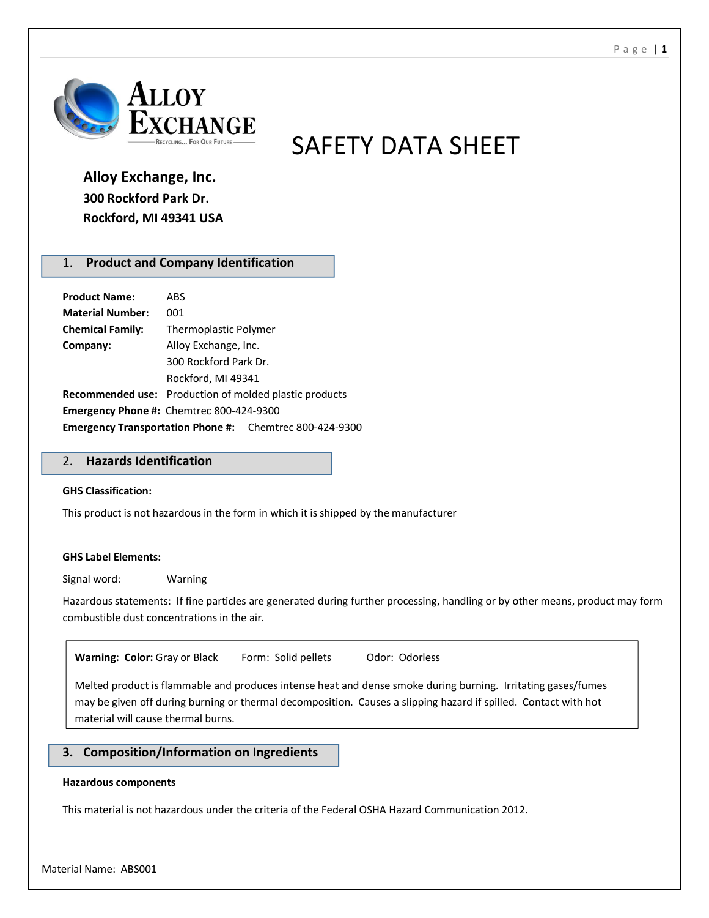**Alloy Exchange, Inc.**
**300 Rockford Park Dr.**
**Rockford, MI 49341 USA**

# SAFETY DATA SHEET

## 1. Product and Company Identification

**Product Name:** ABS
**Material Number:** 001
**Chemical Family:** Thermoplastic Polymer
**Company:** Alloy Exchange, Inc.
300 Rockford Park Dr.
Rockford, MI 49341
**Recommended use:** Production of molded plastic products
**Emergency Phone #:** Chemtrec 800-424-9300
**Emergency Transportation Phone #:** Chemtrec 800-424-9300

## 2. Hazards Identification

**GHS Classification:**

This product is not hazardous in the form in which it is shipped by the manufacturer

**GHS Label Elements:**

Signal word: Warning

Hazardous statements: If fine particles are generated during further processing, handling or by other means, product may form combustible dust concentrations in the air.

**Warning: Color:** Gray or Black Form: Solid pellets Odor: Odorless

Melted product is flammable and produces intense heat and dense smoke during burning. Irritating gases/fumes may be given off during burning or thermal decomposition. Causes a slipping hazard if spilled. Contact with hot material will cause thermal burns.

## 3. Composition/Information on Ingredients

**Hazardous components**

This material is not hazardous under the criteria of the Federal OSHA Hazard Communication 2012.

Material Name: ABS001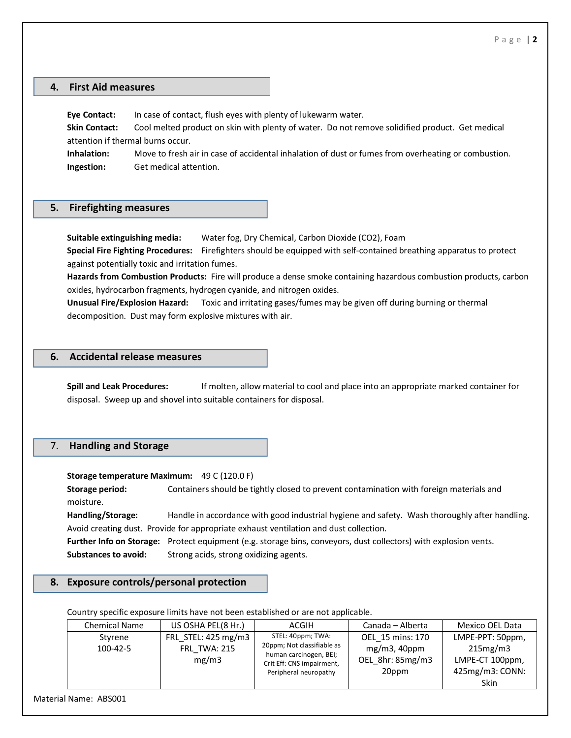## 4. First Aid measures

**Eye Contact:** In case of contact, flush eyes with plenty of lukewarm water.

**Skin Contact:** Cool melted product on skin with plenty of water. Do not remove solidified product. Get medical attention if thermal burns occur.

**Inhalation:** Move to fresh air in case of accidental inhalation of dust or fumes from overheating or combustion.

**Ingestion:** Get medical attention.

## 5. Firefighting measures

**Suitable extinguishing media:** Water fog, Dry Chemical, Carbon Dioxide ($CO_2$), Foam

**Special Fire Fighting Procedures:** Firefighters should be equipped with self-contained breathing apparatus to protect against potentially toxic and irritation fumes.

**Hazards from Combustion Products:** Fire will produce a dense smoke containing hazardous combustion products, carbon oxides, hydrocarbon fragments, hydrogen cyanide, and nitrogen oxides.

**Unusual Fire/Explosion Hazard:** Toxic and irritating gases/fumes may be given off during burning or thermal decomposition. Dust may form explosive mixtures with air.

## 6. Accidental release measures

**Spill and Leak Procedures:** If molten, allow material to cool and place into an appropriate marked container for disposal. Sweep up and shovel into suitable containers for disposal.

## 7. Handling and Storage

**Storage temperature Maximum:** 49 C (120.0 F)

**Storage period:** Containers should be tightly closed to prevent contamination with foreign materials and moisture.

**Handling/Storage:** Handle in accordance with good industrial hygiene and safety. Wash thoroughly after handling. Avoid creating dust. Provide for appropriate exhaust ventilation and dust collection.

**Further Info on Storage:** Protect equipment (e.g. storage bins, conveyors, dust collectors) with explosion vents.

**Substances to avoid:** Strong acids, strong oxidizing agents.

## 8. Exposure controls/personal protection

Country specific exposure limits have not been established or are not applicable.

| Chemical Name | US OSHA PEL(8 Hr.) | ACGIH | Canada – Alberta | Mexico OEL Data |
|---|---|---|---|---|
| Styrene 100-42-5 | FRL_STEL: 425 mg/m3 FRL_TWA: 215 mg/m3 | STEL: 40ppm; TWA: 20ppm; Not classifiable as human carcinogen, BEI; Crit Eff: CNS impairment, Peripheral neuropathy | OEL_15 mins: 170 mg/m3, 40ppm OEL_8hr: 85mg/m3 20ppm | LMPE-PPT: 50ppm, 215mg/m3 LMPE-CT 100ppm, 425mg/m3: CONN: Skin |

Material Name: ABS001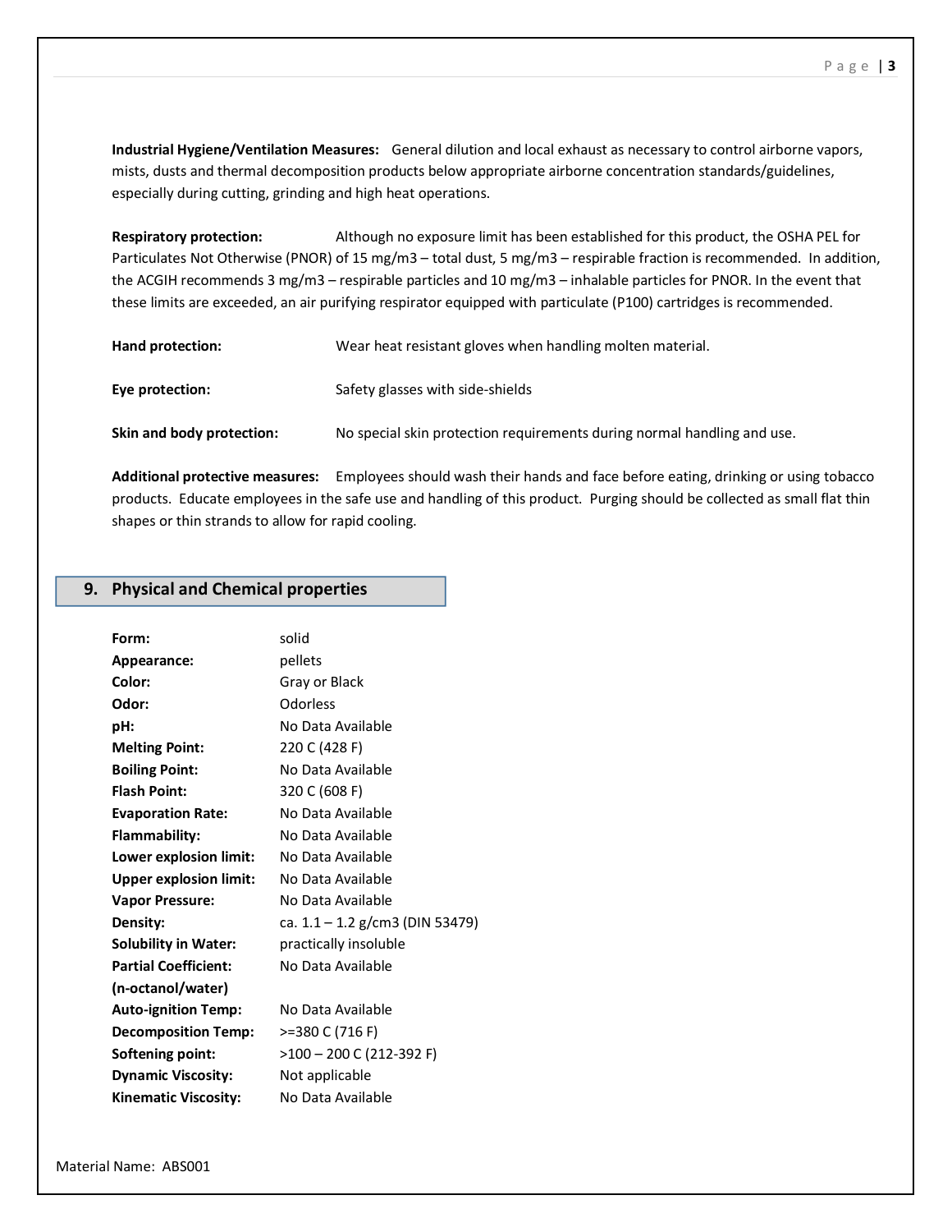**Industrial Hygiene/Ventilation Measures:** General dilution and local exhaust as necessary to control airborne vapors, mists, dusts and thermal decomposition products below appropriate airborne concentration standards/guidelines, especially during cutting, grinding and high heat operations.

**Respiratory protection:** Although no exposure limit has been established for this product, the OSHA PEL for Particulates Not Otherwise (PNOR) of 15 mg/m3 – total dust, 5 mg/m3 – respirable fraction is recommended. In addition, the ACGIH recommends 3 mg/m3 – respirable particles and 10 mg/m3 – inhalable particles for PNOR. In the event that these limits are exceeded, an air purifying respirator equipped with particulate (P100) cartridges is recommended.

**Hand protection:** Wear heat resistant gloves when handling molten material.

**Eye protection:** Safety glasses with side-shields

**Skin and body protection:** No special skin protection requirements during normal handling and use.

**Additional protective measures:** Employees should wash their hands and face before eating, drinking or using tobacco products. Educate employees in the safe use and handling of this product. Purging should be collected as small flat thin shapes or thin strands to allow for rapid cooling.

## 9. Physical and Chemical properties

| | |
|---|---|
| **Form:** | solid |
| **Appearance:** | pellets |
| **Color:** | Gray or Black |
| **Odor:** | Odorless |
| **pH:** | No Data Available |
| **Melting Point:** | 220 C (428 F) |
| **Boiling Point:** | No Data Available |
| **Flash Point:** | 320 C (608 F) |
| **Evaporation Rate:** | No Data Available |
| **Flammability:** | No Data Available |
| **Lower explosion limit:** | No Data Available |
| **Upper explosion limit:** | No Data Available |
| **Vapor Pressure:** | No Data Available |
| **Density:** | ca. 1.1 – 1.2 g/cm3 (DIN 53479) |
| **Solubility in Water:** | practically insoluble |
| **Partial Coefficient: (n-octanol/water)** | No Data Available |
| **Auto-ignition Temp:** | No Data Available |
| **Decomposition Temp:** | >=380 C (716 F) |
| **Softening point:** | >100 – 200 C (212-392 F) |
| **Dynamic Viscosity:** | Not applicable |
| **Kinematic Viscosity:** | No Data Available |

Material Name: ABS001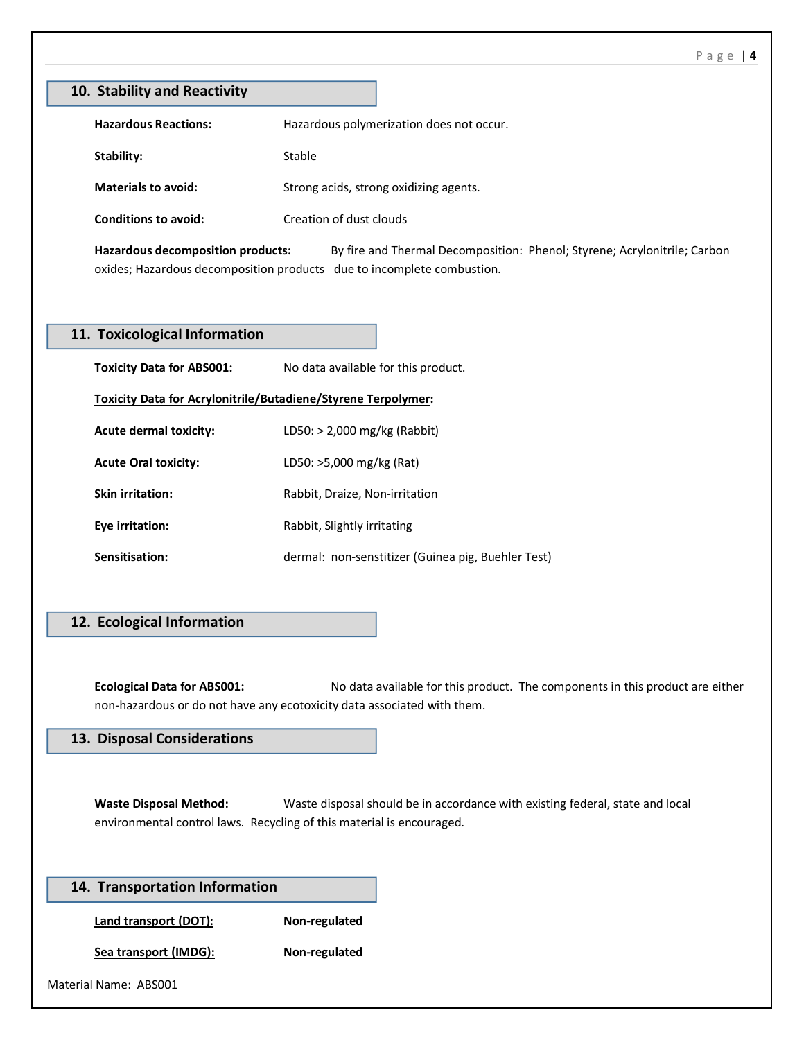## 10. Stability and Reactivity

**Hazardous Reactions:** Hazardous polymerization does not occur.

**Stability:** Stable

**Materials to avoid:** Strong acids, strong oxidizing agents.

**Conditions to avoid:** Creation of dust clouds

**Hazardous decomposition products:** By fire and Thermal Decomposition: Phenol; Styrene; Acrylonitrile; Carbon oxides; Hazardous decomposition products due to incomplete combustion.

## 11. Toxicological Information

**Toxicity Data for ABS001:** No data available for this product.

**Toxicity Data for Acrylonitrile/Butadiene/Styrene Terpolymer:**

**Acute dermal toxicity:** LD50: > 2,000 mg/kg (Rabbit)

**Acute Oral toxicity:** LD50: >5,000 mg/kg (Rat)

**Skin irritation:** Rabbit, Draize, Non-irritation

**Eye irritation:** Rabbit, Slightly irritating

**Sensitisation:** dermal: non-senstitizer (Guinea pig, Buehler Test)

## 12. Ecological Information

**Ecological Data for ABS001:** No data available for this product. The components in this product are either non-hazardous or do not have any ecotoxicity data associated with them.

## 13. Disposal Considerations

**Waste Disposal Method:** Waste disposal should be in accordance with existing federal, state and local environmental control laws. Recycling of this material is encouraged.

## 14. Transportation Information

**Land transport (DOT):** **Non-regulated**

**Sea transport (IMDG):** **Non-regulated**

Material Name: ABS001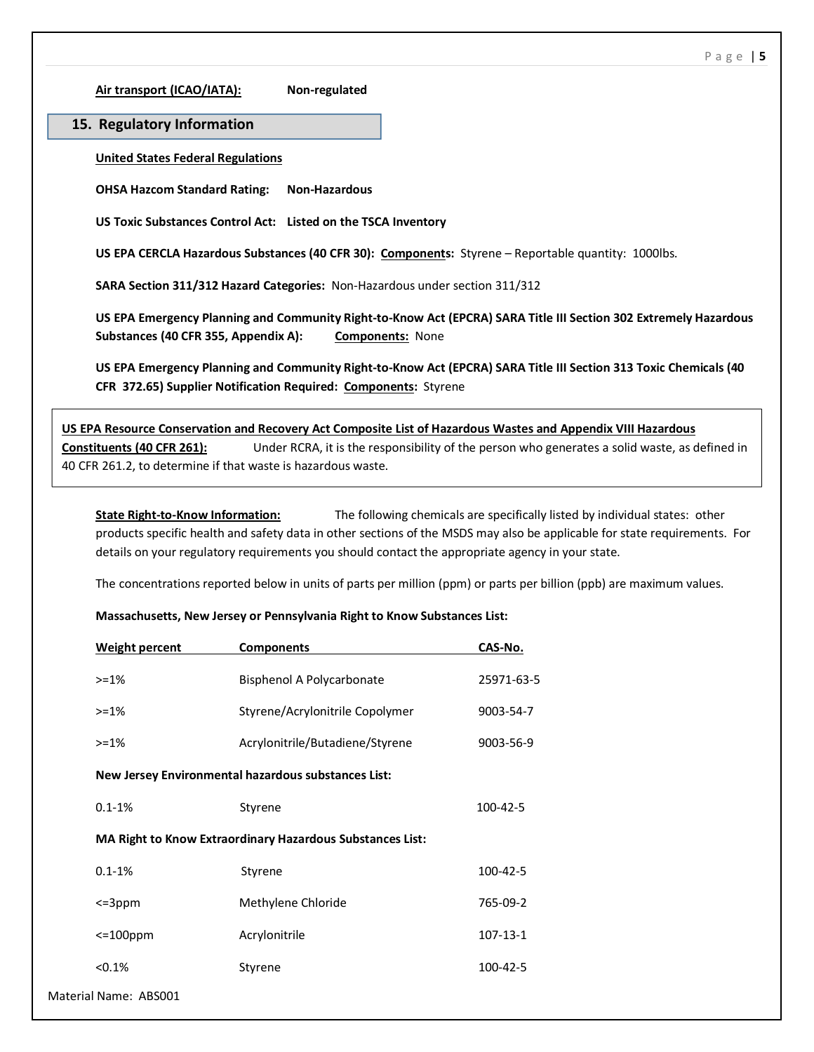**Air transport (ICAO/IATA):** **Non-regulated**

## 15. Regulatory Information

**United States Federal Regulations**

**OHSA Hazcom Standard Rating:** **Non-Hazardous**

**US Toxic Substances Control Act:** **Listed on the TSCA Inventory**

**US EPA CERCLA Hazardous Substances (40 CFR 30): Components:** Styrene – Reportable quantity: 1000lbs.

**SARA Section 311/312 Hazard Categories:** Non-Hazardous under section 311/312

**US EPA Emergency Planning and Community Right-to-Know Act (EPCRA) SARA Title III Section 302 Extremely Hazardous Substances (40 CFR 355, Appendix A):** **Components:** None

**US EPA Emergency Planning and Community Right-to-Know Act (EPCRA) SARA Title III Section 313 Toxic Chemicals (40 CFR 372.65) Supplier Notification Required: Components:** Styrene

**US EPA Resource Conservation and Recovery Act Composite List of Hazardous Wastes and Appendix VIII Hazardous Constituents (40 CFR 261):** Under RCRA, it is the responsibility of the person who generates a solid waste, as defined in 40 CFR 261.2, to determine if that waste is hazardous waste.

**State Right-to-Know Information:** The following chemicals are specifically listed by individual states: other products specific health and safety data in other sections of the MSDS may also be applicable for state requirements. For details on your regulatory requirements you should contact the appropriate agency in your state.

The concentrations reported below in units of parts per million (ppm) or parts per billion (ppb) are maximum values.

**Massachusetts, New Jersey or Pennsylvania Right to Know Substances List:**

| Weight percent | Components | CAS-No. |
|---|---|---|
| >=1% | Bisphenol A Polycarbonate | 25971-63-5 |
| >=1% | Styrene/Acrylonitrile Copolymer | 9003-54-7 |
| >=1% | Acrylonitrile/Butadiene/Styrene | 9003-56-9 |

**New Jersey Environmental hazardous substances List:**

| Weight percent | Components | CAS-No. |
|---|---|---|
| 0.1-1% | Styrene | 100-42-5 |

**MA Right to Know Extraordinary Hazardous Substances List:**

| Weight percent | Components | CAS-No. |
|---|---|---|
| 0.1-1% | Styrene | 100-42-5 |
| <=3ppm | Methylene Chloride | 765-09-2 |
| <=100ppm | Acrylonitrile | 107-13-1 |
| <0.1% | Styrene | 100-42-5 |

Material Name: ABS001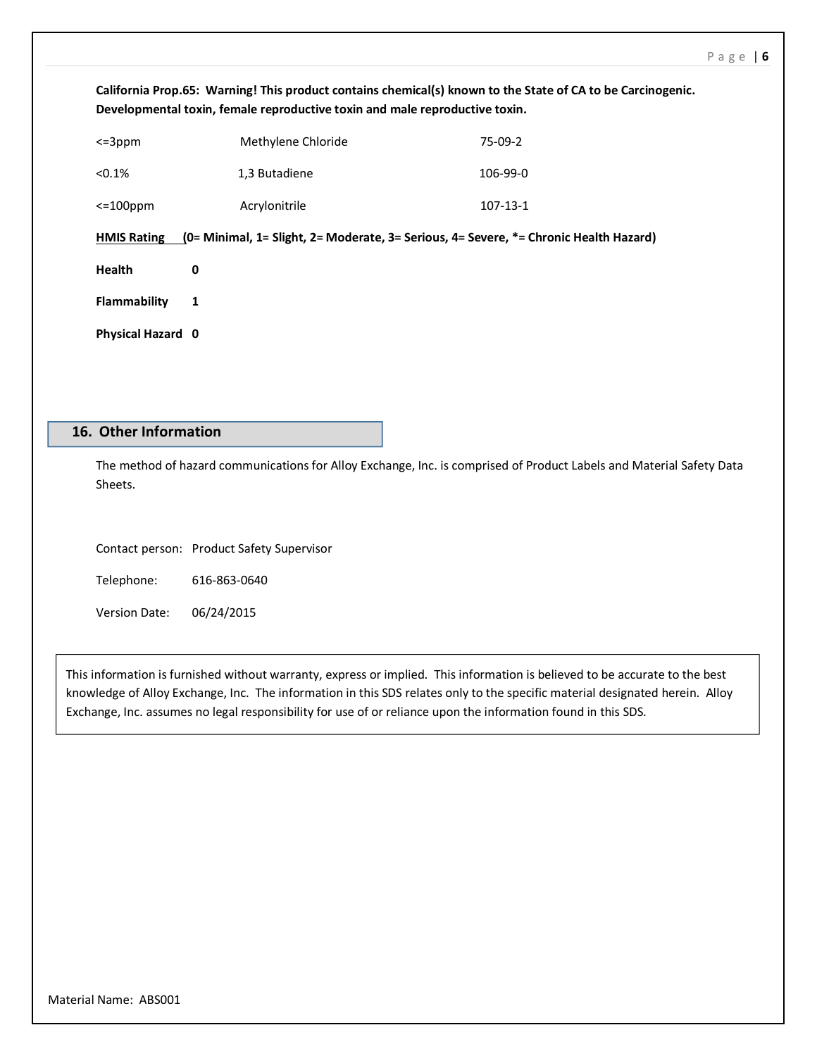**California Prop.65: Warning! This product contains chemical(s) known to the State of CA to be Carcinogenic. Developmental toxin, female reproductive toxin and male reproductive toxin.**

| | | |
|---|---|---|
| <=3ppm | Methylene Chloride | 75-09-2 |
| <0.1% | 1,3 Butadiene | 106-99-0 |
| <=100ppm | Acrylonitrile | 107-13-1 |

**<u>HMIS Rating</u> (0= Minimal, 1= Slight, 2= Moderate, 3= Serious, 4= Severe, *= Chronic Health Hazard)**

**Health** 0

**Flammability** 1

**Physical Hazard** 0

## 16. Other Information

The method of hazard communications for Alloy Exchange, Inc. is comprised of Product Labels and Material Safety Data Sheets.

Contact person: Product Safety Supervisor

Telephone: 616-863-0640

Version Date: 06/24/2015

This information is furnished without warranty, express or implied. This information is believed to be accurate to the best knowledge of Alloy Exchange, Inc. The information in this SDS relates only to the specific material designated herein. Alloy Exchange, Inc. assumes no legal responsibility for use of or reliance upon the information found in this SDS.